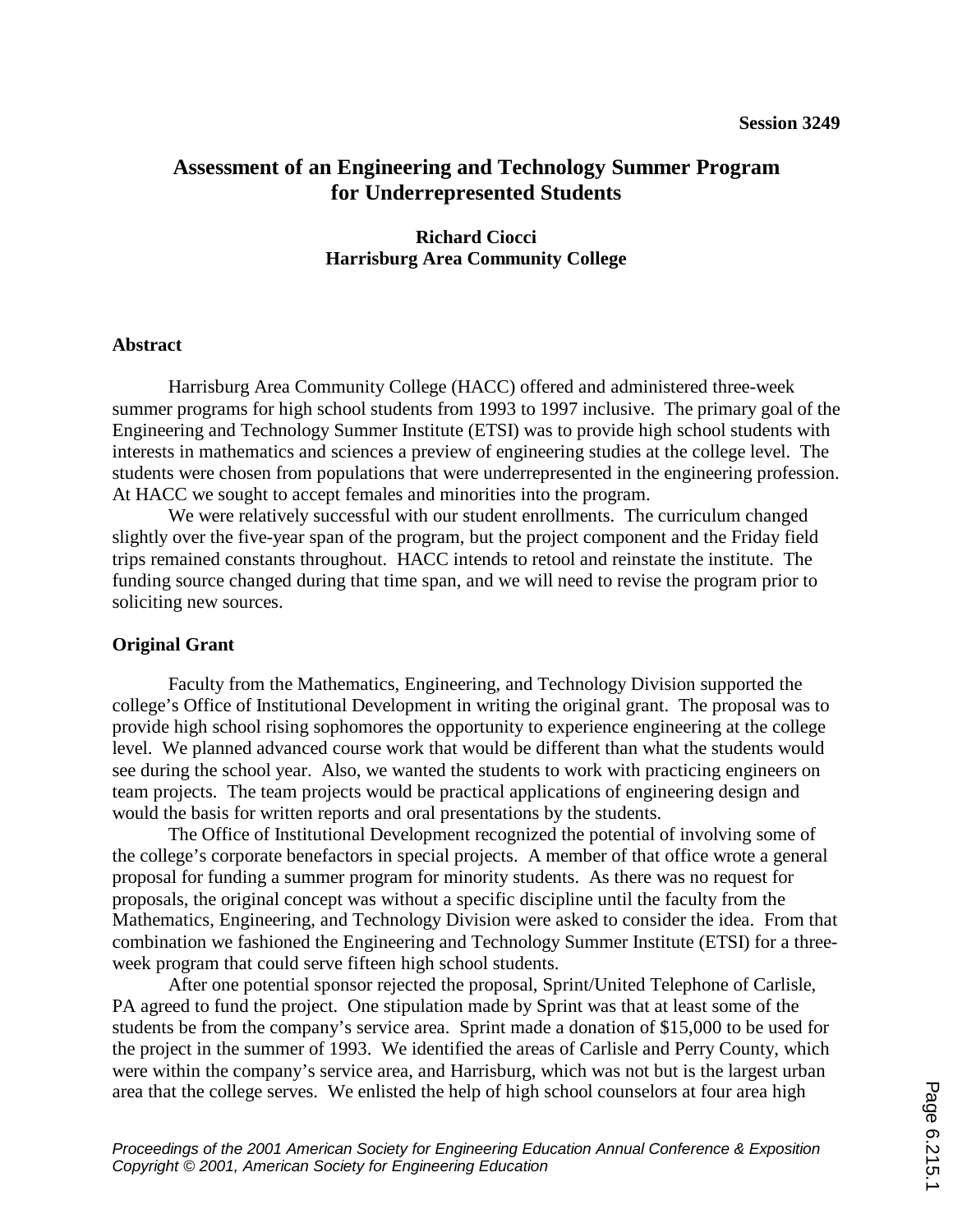**Session 3249**

# Assessment of an Engineering and Technology Summer Program for Underrepresented Students

**Richard Ciocci**
**Harrisburg Area Community College**

## Abstract

Harrisburg Area Community College (HACC) offered and administered three-week summer programs for high school students from 1993 to 1997 inclusive. The primary goal of the Engineering and Technology Summer Institute (ETSI) was to provide high school students with interests in mathematics and sciences a preview of engineering studies at the college level. The students were chosen from populations that were underrepresented in the engineering profession. At HACC we sought to accept females and minorities into the program.

We were relatively successful with our student enrollments. The curriculum changed slightly over the five-year span of the program, but the project component and the Friday field trips remained constants throughout. HACC intends to retool and reinstate the institute. The funding source changed during that time span, and we will need to revise the program prior to soliciting new sources.

## Original Grant

Faculty from the Mathematics, Engineering, and Technology Division supported the college's Office of Institutional Development in writing the original grant. The proposal was to provide high school rising sophomores the opportunity to experience engineering at the college level. We planned advanced course work that would be different than what the students would see during the school year. Also, we wanted the students to work with practicing engineers on team projects. The team projects would be practical applications of engineering design and would the basis for written reports and oral presentations by the students.

The Office of Institutional Development recognized the potential of involving some of the college's corporate benefactors in special projects. A member of that office wrote a general proposal for funding a summer program for minority students. As there was no request for proposals, the original concept was without a specific discipline until the faculty from the Mathematics, Engineering, and Technology Division were asked to consider the idea. From that combination we fashioned the Engineering and Technology Summer Institute (ETSI) for a three-week program that could serve fifteen high school students.

After one potential sponsor rejected the proposal, Sprint/United Telephone of Carlisle, PA agreed to fund the project. One stipulation made by Sprint was that at least some of the students be from the company's service area. Sprint made a donation of $15,000 to be used for the project in the summer of 1993. We identified the areas of Carlisle and Perry County, which were within the company's service area, and Harrisburg, which was not but is the largest urban area that the college serves. We enlisted the help of high school counselors at four area high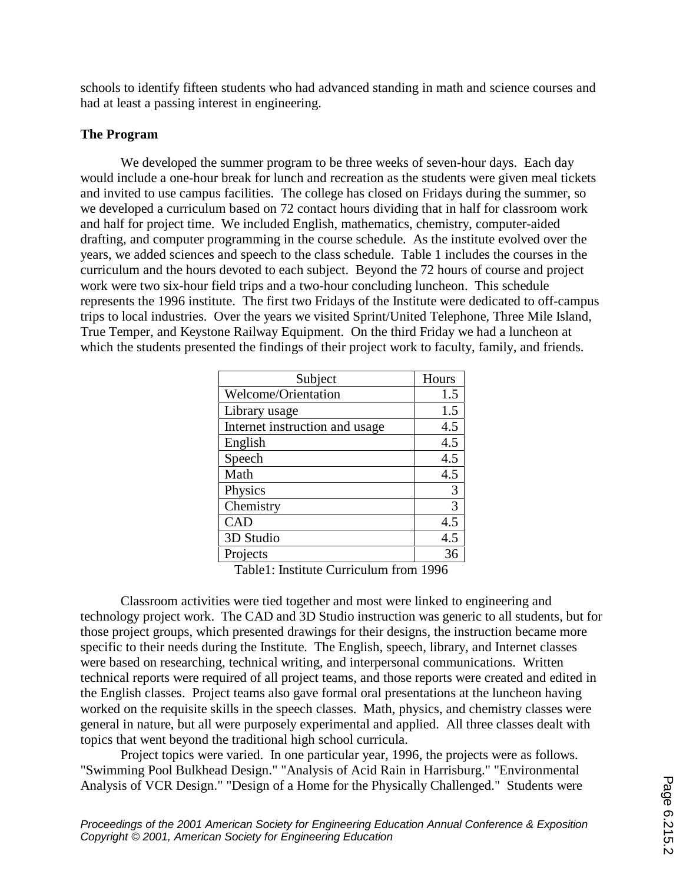schools to identify fifteen students who had advanced standing in math and science courses and had at least a passing interest in engineering.

**The Program**

We developed the summer program to be three weeks of seven-hour days. Each day would include a one-hour break for lunch and recreation as the students were given meal tickets and invited to use campus facilities. The college has closed on Fridays during the summer, so we developed a curriculum based on 72 contact hours dividing that in half for classroom work and half for project time. We included English, mathematics, chemistry, computer-aided drafting, and computer programming in the course schedule. As the institute evolved over the years, we added sciences and speech to the class schedule. Table 1 includes the courses in the curriculum and the hours devoted to each subject. Beyond the 72 hours of course and project work were two six-hour field trips and a two-hour concluding luncheon. This schedule represents the 1996 institute. The first two Fridays of the Institute were dedicated to off-campus trips to local industries. Over the years we visited Sprint/United Telephone, Three Mile Island, True Temper, and Keystone Railway Equipment. On the third Friday we had a luncheon at which the students presented the findings of their project work to faculty, family, and friends.

| Subject | Hours |
|---|---|
| Welcome/Orientation | 1.5 |
| Library usage | 1.5 |
| Internet instruction and usage | 4.5 |
| English | 4.5 |
| Speech | 4.5 |
| Math | 4.5 |
| Physics | 3 |
| Chemistry | 3 |
| CAD | 4.5 |
| 3D Studio | 4.5 |
| Projects | 36 |

Table1: Institute Curriculum from 1996

Classroom activities were tied together and most were linked to engineering and technology project work. The CAD and 3D Studio instruction was generic to all students, but for those project groups, which presented drawings for their designs, the instruction became more specific to their needs during the Institute. The English, speech, library, and Internet classes were based on researching, technical writing, and interpersonal communications. Written technical reports were required of all project teams, and those reports were created and edited in the English classes. Project teams also gave formal oral presentations at the luncheon having worked on the requisite skills in the speech classes. Math, physics, and chemistry classes were general in nature, but all were purposely experimental and applied. All three classes dealt with topics that went beyond the traditional high school curricula.

Project topics were varied. In one particular year, 1996, the projects were as follows. "Swimming Pool Bulkhead Design." "Analysis of Acid Rain in Harrisburg." "Environmental Analysis of VCR Design." "Design of a Home for the Physically Challenged." Students were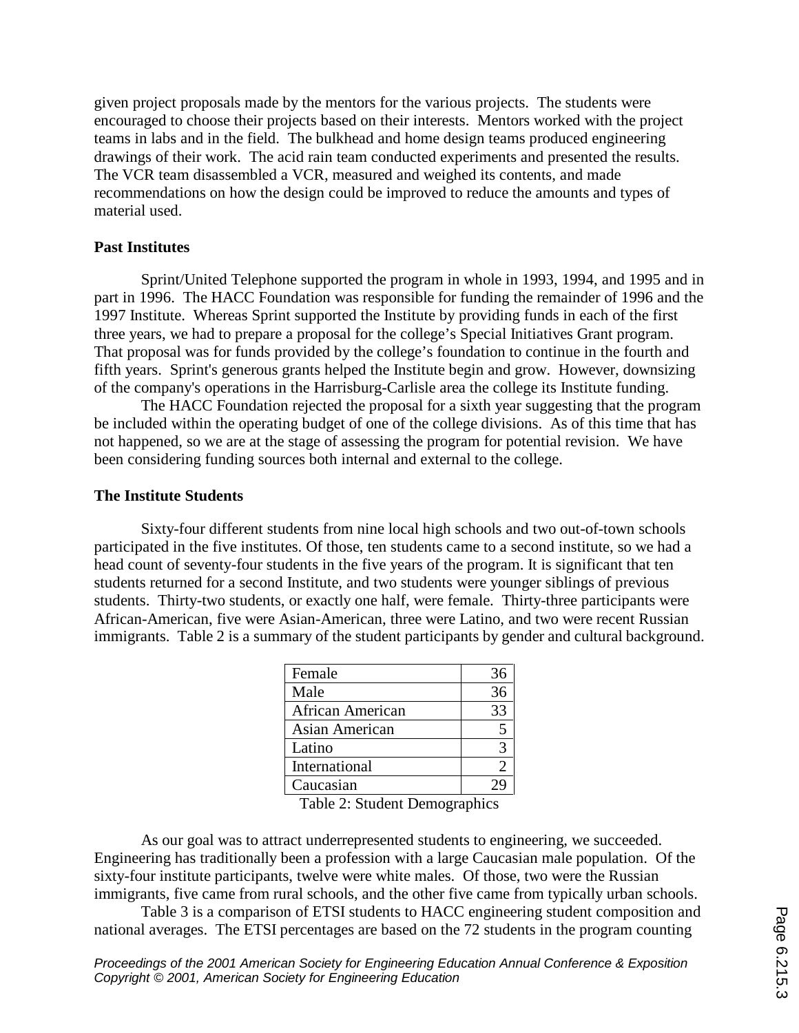given project proposals made by the mentors for the various projects. The students were encouraged to choose their projects based on their interests. Mentors worked with the project teams in labs and in the field. The bulkhead and home design teams produced engineering drawings of their work. The acid rain team conducted experiments and presented the results. The VCR team disassembled a VCR, measured and weighed its contents, and made recommendations on how the design could be improved to reduce the amounts and types of material used.

**Past Institutes**

Sprint/United Telephone supported the program in whole in 1993, 1994, and 1995 and in part in 1996. The HACC Foundation was responsible for funding the remainder of 1996 and the 1997 Institute. Whereas Sprint supported the Institute by providing funds in each of the first three years, we had to prepare a proposal for the college's Special Initiatives Grant program. That proposal was for funds provided by the college's foundation to continue in the fourth and fifth years. Sprint's generous grants helped the Institute begin and grow. However, downsizing of the company's operations in the Harrisburg-Carlisle area the college its Institute funding.

The HACC Foundation rejected the proposal for a sixth year suggesting that the program be included within the operating budget of one of the college divisions. As of this time that has not happened, so we are at the stage of assessing the program for potential revision. We have been considering funding sources both internal and external to the college.

**The Institute Students**

Sixty-four different students from nine local high schools and two out-of-town schools participated in the five institutes. Of those, ten students came to a second institute, so we had a head count of seventy-four students in the five years of the program. It is significant that ten students returned for a second Institute, and two students were younger siblings of previous students. Thirty-two students, or exactly one half, were female. Thirty-three participants were African-American, five were Asian-American, three were Latino, and two were recent Russian immigrants. Table 2 is a summary of the student participants by gender and cultural background.

| | |
|---|---|
| Female | 36 |
| Male | 36 |
| African American | 33 |
| Asian American | 5 |
| Latino | 3 |
| International | 2 |
| Caucasian | 29 |

Table 2: Student Demographics

As our goal was to attract underrepresented students to engineering, we succeeded. Engineering has traditionally been a profession with a large Caucasian male population. Of the sixty-four institute participants, twelve were white males. Of those, two were the Russian immigrants, five came from rural schools, and the other five came from typically urban schools.

Table 3 is a comparison of ETSI students to HACC engineering student composition and national averages. The ETSI percentages are based on the 72 students in the program counting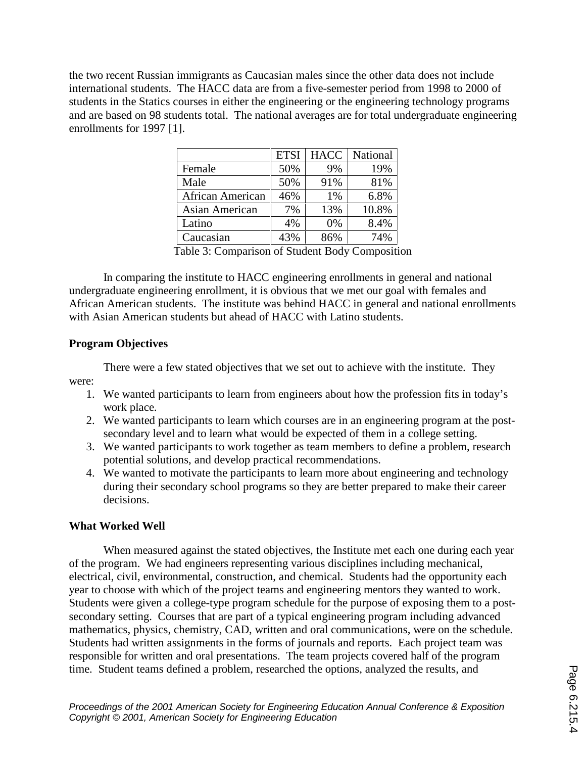the two recent Russian immigrants as Caucasian males since the other data does not include international students. The HACC data are from a five-semester period from 1998 to 2000 of students in the Statics courses in either the engineering or the engineering technology programs and are based on 98 students total. The national averages are for total undergraduate engineering enrollments for 1997 [1].

| | ETSI | HACC | National |
|---|---|---|---|
| Female | 50% | 9% | 19% |
| Male | 50% | 91% | 81% |
| African American | 46% | 1% | 6.8% |
| Asian American | 7% | 13% | 10.8% |
| Latino | 4% | 0% | 8.4% |
| Caucasian | 43% | 86% | 74% |

Table 3: Comparison of Student Body Composition

In comparing the institute to HACC engineering enrollments in general and national undergraduate engineering enrollment, it is obvious that we met our goal with females and African American students. The institute was behind HACC in general and national enrollments with Asian American students but ahead of HACC with Latino students.

**Program Objectives**

There were a few stated objectives that we set out to achieve with the institute. They were:

1. We wanted participants to learn from engineers about how the profession fits in today's work place.
2. We wanted participants to learn which courses are in an engineering program at the post-secondary level and to learn what would be expected of them in a college setting.
3. We wanted participants to work together as team members to define a problem, research potential solutions, and develop practical recommendations.
4. We wanted to motivate the participants to learn more about engineering and technology during their secondary school programs so they are better prepared to make their career decisions.

**What Worked Well**

When measured against the stated objectives, the Institute met each one during each year of the program. We had engineers representing various disciplines including mechanical, electrical, civil, environmental, construction, and chemical. Students had the opportunity each year to choose with which of the project teams and engineering mentors they wanted to work. Students were given a college-type program schedule for the purpose of exposing them to a post-secondary setting. Courses that are part of a typical engineering program including advanced mathematics, physics, chemistry, CAD, written and oral communications, were on the schedule. Students had written assignments in the forms of journals and reports. Each project team was responsible for written and oral presentations. The team projects covered half of the program time. Student teams defined a problem, researched the options, analyzed the results, and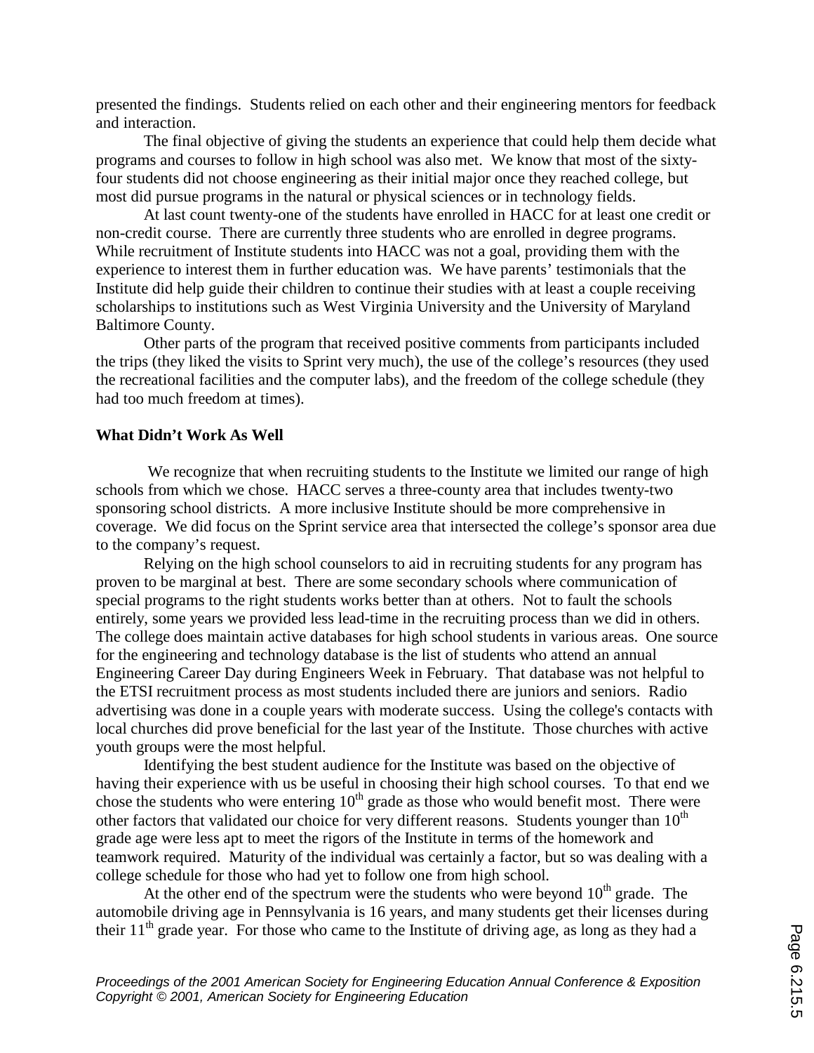presented the findings. Students relied on each other and their engineering mentors for feedback and interaction.

The final objective of giving the students an experience that could help them decide what programs and courses to follow in high school was also met. We know that most of the sixty-four students did not choose engineering as their initial major once they reached college, but most did pursue programs in the natural or physical sciences or in technology fields.

At last count twenty-one of the students have enrolled in HACC for at least one credit or non-credit course. There are currently three students who are enrolled in degree programs. While recruitment of Institute students into HACC was not a goal, providing them with the experience to interest them in further education was. We have parents' testimonials that the Institute did help guide their children to continue their studies with at least a couple receiving scholarships to institutions such as West Virginia University and the University of Maryland Baltimore County.

Other parts of the program that received positive comments from participants included the trips (they liked the visits to Sprint very much), the use of the college's resources (they used the recreational facilities and the computer labs), and the freedom of the college schedule (they had too much freedom at times).

**What Didn't Work As Well**

We recognize that when recruiting students to the Institute we limited our range of high schools from which we chose. HACC serves a three-county area that includes twenty-two sponsoring school districts. A more inclusive Institute should be more comprehensive in coverage. We did focus on the Sprint service area that intersected the college's sponsor area due to the company's request.

Relying on the high school counselors to aid in recruiting students for any program has proven to be marginal at best. There are some secondary schools where communication of special programs to the right students works better than at others. Not to fault the schools entirely, some years we provided less lead-time in the recruiting process than we did in others. The college does maintain active databases for high school students in various areas. One source for the engineering and technology database is the list of students who attend an annual Engineering Career Day during Engineers Week in February. That database was not helpful to the ETSI recruitment process as most students included there are juniors and seniors. Radio advertising was done in a couple years with moderate success. Using the college's contacts with local churches did prove beneficial for the last year of the Institute. Those churches with active youth groups were the most helpful.

Identifying the best student audience for the Institute was based on the objective of having their experience with us be useful in choosing their high school courses. To that end we chose the students who were entering 10th grade as those who would benefit most. There were other factors that validated our choice for very different reasons. Students younger than 10th grade age were less apt to meet the rigors of the Institute in terms of the homework and teamwork required. Maturity of the individual was certainly a factor, but so was dealing with a college schedule for those who had yet to follow one from high school.

At the other end of the spectrum were the students who were beyond 10th grade. The automobile driving age in Pennsylvania is 16 years, and many students get their licenses during their 11th grade year. For those who came to the Institute of driving age, as long as they had a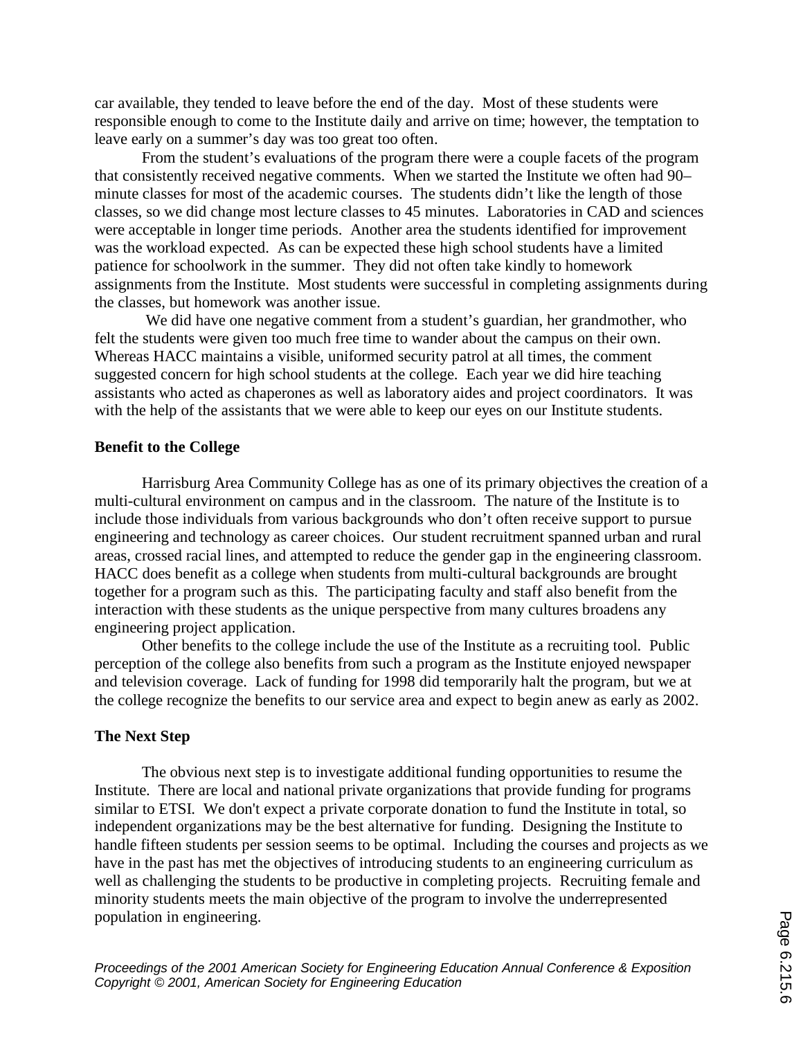car available, they tended to leave before the end of the day. Most of these students were responsible enough to come to the Institute daily and arrive on time; however, the temptation to leave early on a summer's day was too great too often.

From the student's evaluations of the program there were a couple facets of the program that consistently received negative comments. When we started the Institute we often had 90–minute classes for most of the academic courses. The students didn't like the length of those classes, so we did change most lecture classes to 45 minutes. Laboratories in CAD and sciences were acceptable in longer time periods. Another area the students identified for improvement was the workload expected. As can be expected these high school students have a limited patience for schoolwork in the summer. They did not often take kindly to homework assignments from the Institute. Most students were successful in completing assignments during the classes, but homework was another issue.

We did have one negative comment from a student's guardian, her grandmother, who felt the students were given too much free time to wander about the campus on their own. Whereas HACC maintains a visible, uniformed security patrol at all times, the comment suggested concern for high school students at the college. Each year we did hire teaching assistants who acted as chaperones as well as laboratory aides and project coordinators. It was with the help of the assistants that we were able to keep our eyes on our Institute students.

**Benefit to the College**

Harrisburg Area Community College has as one of its primary objectives the creation of a multi-cultural environment on campus and in the classroom. The nature of the Institute is to include those individuals from various backgrounds who don't often receive support to pursue engineering and technology as career choices. Our student recruitment spanned urban and rural areas, crossed racial lines, and attempted to reduce the gender gap in the engineering classroom. HACC does benefit as a college when students from multi-cultural backgrounds are brought together for a program such as this. The participating faculty and staff also benefit from the interaction with these students as the unique perspective from many cultures broadens any engineering project application.

Other benefits to the college include the use of the Institute as a recruiting tool. Public perception of the college also benefits from such a program as the Institute enjoyed newspaper and television coverage. Lack of funding for 1998 did temporarily halt the program, but we at the college recognize the benefits to our service area and expect to begin anew as early as 2002.

**The Next Step**

The obvious next step is to investigate additional funding opportunities to resume the Institute. There are local and national private organizations that provide funding for programs similar to ETSI. We don't expect a private corporate donation to fund the Institute in total, so independent organizations may be the best alternative for funding. Designing the Institute to handle fifteen students per session seems to be optimal. Including the courses and projects as we have in the past has met the objectives of introducing students to an engineering curriculum as well as challenging the students to be productive in completing projects. Recruiting female and minority students meets the main objective of the program to involve the underrepresented population in engineering.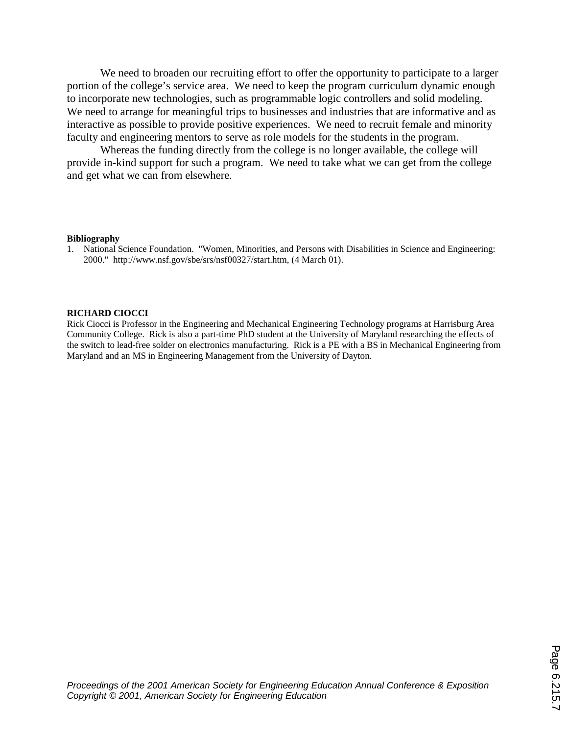We need to broaden our recruiting effort to offer the opportunity to participate to a larger portion of the college's service area. We need to keep the program curriculum dynamic enough to incorporate new technologies, such as programmable logic controllers and solid modeling. We need to arrange for meaningful trips to businesses and industries that are informative and as interactive as possible to provide positive experiences. We need to recruit female and minority faculty and engineering mentors to serve as role models for the students in the program.

Whereas the funding directly from the college is no longer available, the college will provide in-kind support for such a program. We need to take what we can get from the college and get what we can from elsewhere.

**Bibliography**

1. National Science Foundation. "Women, Minorities, and Persons with Disabilities in Science and Engineering: 2000." http://www.nsf.gov/sbe/srs/nsf00327/start.htm, (4 March 01).

**RICHARD CIOCCI**

Rick Ciocci is Professor in the Engineering and Mechanical Engineering Technology programs at Harrisburg Area Community College. Rick is also a part-time PhD student at the University of Maryland researching the effects of the switch to lead-free solder on electronics manufacturing. Rick is a PE with a BS in Mechanical Engineering from Maryland and an MS in Engineering Management from the University of Dayton.